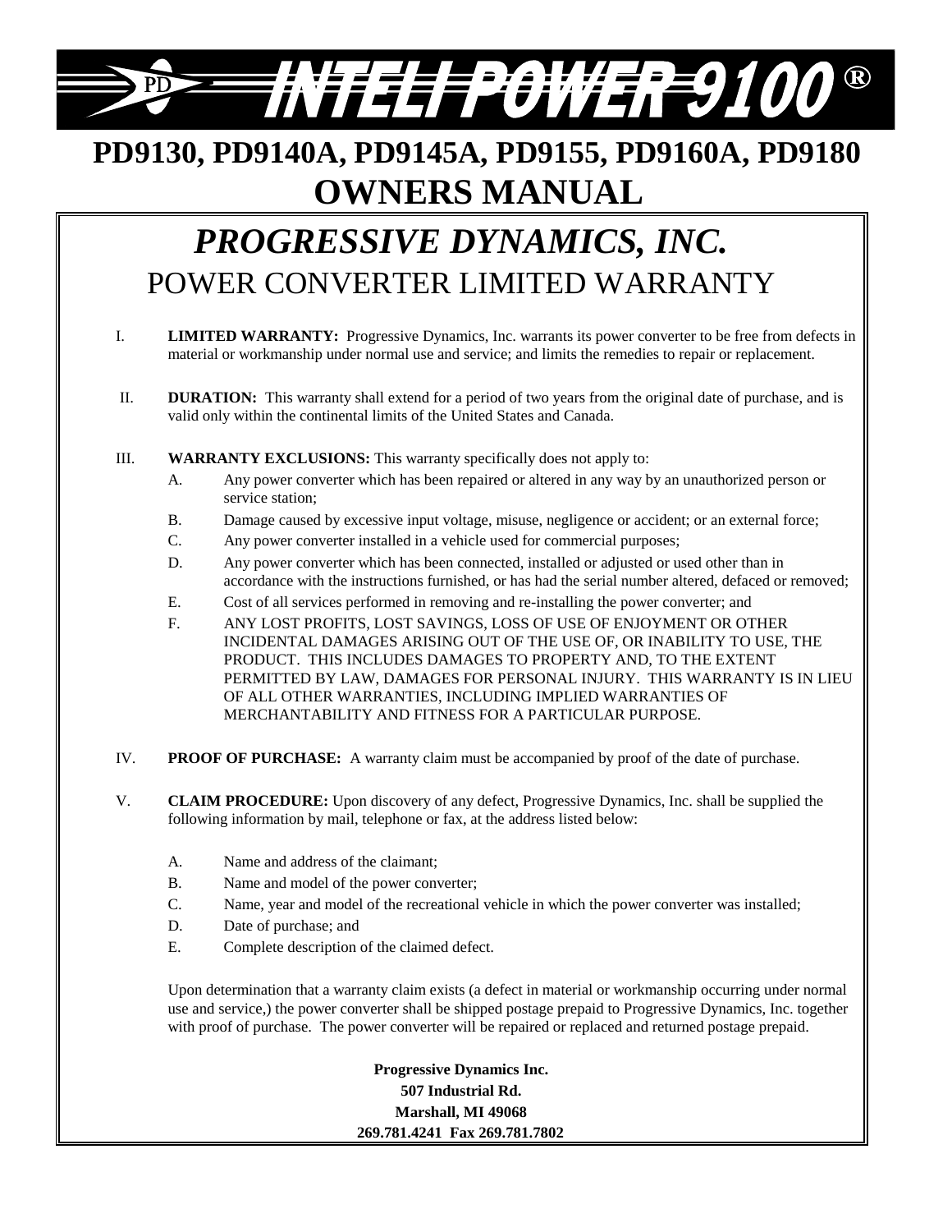# INTELI POWER 9100®

## PD9130, PD9140A, PD9145A, PD9155, PD9160A, PD9180
## OWNERS MANUAL

## *PROGRESSIVE DYNAMICS, INC.*
## POWER CONVERTER LIMITED WARRANTY

I. **LIMITED WARRANTY:** Progressive Dynamics, Inc. warrants its power converter to be free from defects in material or workmanship under normal use and service; and limits the remedies to repair or replacement.

II. **DURATION:** This warranty shall extend for a period of two years from the original date of purchase, and is valid only within the continental limits of the United States and Canada.

III. **WARRANTY EXCLUSIONS:** This warranty specifically does not apply to:

   A. Any power converter which has been repaired or altered in any way by an unauthorized person or service station;

   B. Damage caused by excessive input voltage, misuse, negligence or accident; or an external force;

   C. Any power converter installed in a vehicle used for commercial purposes;

   D. Any power converter which has been connected, installed or adjusted or used other than in accordance with the instructions furnished, or has had the serial number altered, defaced or removed;

   E. Cost of all services performed in removing and re-installing the power converter; and

   F. ANY LOST PROFITS, LOST SAVINGS, LOSS OF USE OF ENJOYMENT OR OTHER INCIDENTAL DAMAGES ARISING OUT OF THE USE OF, OR INABILITY TO USE, THE PRODUCT. THIS INCLUDES DAMAGES TO PROPERTY AND, TO THE EXTENT PERMITTED BY LAW, DAMAGES FOR PERSONAL INJURY. THIS WARRANTY IS IN LIEU OF ALL OTHER WARRANTIES, INCLUDING IMPLIED WARRANTIES OF MERCHANTABILITY AND FITNESS FOR A PARTICULAR PURPOSE.

IV. **PROOF OF PURCHASE:** A warranty claim must be accompanied by proof of the date of purchase.

V. **CLAIM PROCEDURE:** Upon discovery of any defect, Progressive Dynamics, Inc. shall be supplied the following information by mail, telephone or fax, at the address listed below:

   A. Name and address of the claimant;

   B. Name and model of the power converter;

   C. Name, year and model of the recreational vehicle in which the power converter was installed;

   D. Date of purchase; and

   E. Complete description of the claimed defect.

   Upon determination that a warranty claim exists (a defect in material or workmanship occurring under normal use and service,) the power converter shall be shipped postage prepaid to Progressive Dynamics, Inc. together with proof of purchase. The power converter will be repaired or replaced and returned postage prepaid.

**Progressive Dynamics Inc.**
**507 Industrial Rd.**
**Marshall, MI 49068**
**269.781.4241 Fax 269.781.7802**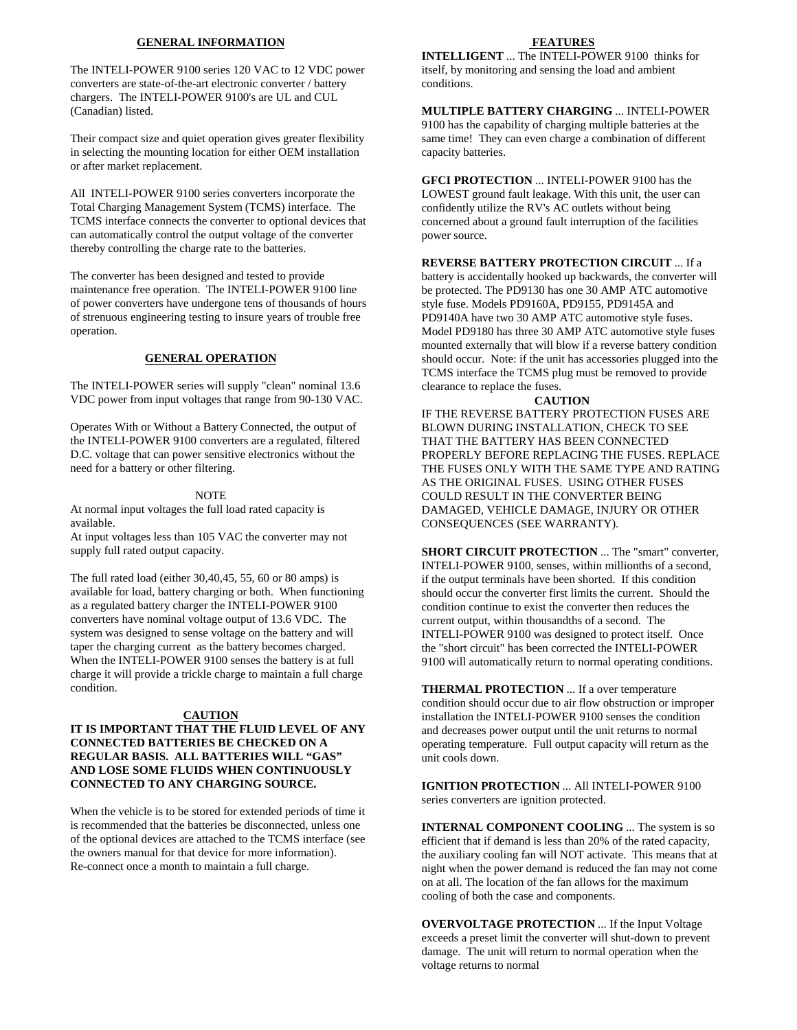## GENERAL INFORMATION

The INTELI-POWER 9100 series 120 VAC to 12 VDC power converters are state-of-the-art electronic converter / battery chargers. The INTELI-POWER 9100's are UL and CUL (Canadian) listed.

Their compact size and quiet operation gives greater flexibility in selecting the mounting location for either OEM installation or after market replacement.

All INTELI-POWER 9100 series converters incorporate the Total Charging Management System (TCMS) interface. The TCMS interface connects the converter to optional devices that can automatically control the output voltage of the converter thereby controlling the charge rate to the batteries.

The converter has been designed and tested to provide maintenance free operation. The INTELI-POWER 9100 line of power converters have undergone tens of thousands of hours of strenuous engineering testing to insure years of trouble free operation.

## GENERAL OPERATION

The INTELI-POWER series will supply "clean" nominal 13.6 VDC power from input voltages that range from 90-130 VAC.

Operates With or Without a Battery Connected, the output of the INTELI-POWER 9100 converters are a regulated, filtered D.C. voltage that can power sensitive electronics without the need for a battery or other filtering.

NOTE

At normal input voltages the full load rated capacity is available.
At input voltages less than 105 VAC the converter may not supply full rated output capacity.

The full rated load (either 30,40,45, 55, 60 or 80 amps) is available for load, battery charging or both. When functioning as a regulated battery charger the INTELI-POWER 9100 converters have nominal voltage output of 13.6 VDC. The system was designed to sense voltage on the battery and will taper the charging current as the battery becomes charged. When the INTELI-POWER 9100 senses the battery is at full charge it will provide a trickle charge to maintain a full charge condition.

**CAUTION**

**IT IS IMPORTANT THAT THE FLUID LEVEL OF ANY CONNECTED BATTERIES BE CHECKED ON A REGULAR BASIS. ALL BATTERIES WILL "GAS" AND LOSE SOME FLUIDS WHEN CONTINUOUSLY CONNECTED TO ANY CHARGING SOURCE.**

When the vehicle is to be stored for extended periods of time it is recommended that the batteries be disconnected, unless one of the optional devices are attached to the TCMS interface (see the owners manual for that device for more information). Re-connect once a month to maintain a full charge.

## FEATURES

**INTELLIGENT** ... The INTELI-POWER 9100 thinks for itself, by monitoring and sensing the load and ambient conditions.

**MULTIPLE BATTERY CHARGING** ... INTELI-POWER 9100 has the capability of charging multiple batteries at the same time! They can even charge a combination of different capacity batteries.

**GFCI PROTECTION** ... INTELI-POWER 9100 has the LOWEST ground fault leakage. With this unit, the user can confidently utilize the RV's AC outlets without being concerned about a ground fault interruption of the facilities power source.

**REVERSE BATTERY PROTECTION CIRCUIT** ... If a battery is accidentally hooked up backwards, the converter will be protected. The PD9130 has one 30 AMP ATC automotive style fuse. Models PD9160A, PD9155, PD9145A and PD9140A have two 30 AMP ATC automotive style fuses. Model PD9180 has three 30 AMP ATC automotive style fuses mounted externally that will blow if a reverse battery condition should occur. Note: if the unit has accessories plugged into the TCMS interface the TCMS plug must be removed to provide clearance to replace the fuses.

**CAUTION**

IF THE REVERSE BATTERY PROTECTION FUSES ARE BLOWN DURING INSTALLATION, CHECK TO SEE THAT THE BATTERY HAS BEEN CONNECTED PROPERLY BEFORE REPLACING THE FUSES. REPLACE THE FUSES ONLY WITH THE SAME TYPE AND RATING AS THE ORIGINAL FUSES. USING OTHER FUSES COULD RESULT IN THE CONVERTER BEING DAMAGED, VEHICLE DAMAGE, INJURY OR OTHER CONSEQUENCES (SEE WARRANTY).

**SHORT CIRCUIT PROTECTION** ... The "smart" converter, INTELI-POWER 9100, senses, within millionths of a second, if the output terminals have been shorted. If this condition should occur the converter first limits the current. Should the condition continue to exist the converter then reduces the current output, within thousandths of a second. The INTELI-POWER 9100 was designed to protect itself. Once the "short circuit" has been corrected the INTELI-POWER 9100 will automatically return to normal operating conditions.

**THERMAL PROTECTION** ... If a over temperature condition should occur due to air flow obstruction or improper installation the INTELI-POWER 9100 senses the condition and decreases power output until the unit returns to normal operating temperature. Full output capacity will return as the unit cools down.

**IGNITION PROTECTION** ... All INTELI-POWER 9100 series converters are ignition protected.

**INTERNAL COMPONENT COOLING** ... The system is so efficient that if demand is less than 20% of the rated capacity, the auxiliary cooling fan will NOT activate. This means that at night when the power demand is reduced the fan may not come on at all. The location of the fan allows for the maximum cooling of both the case and components.

**OVERVOLTAGE PROTECTION** ... If the Input Voltage exceeds a preset limit the converter will shut-down to prevent damage. The unit will return to normal operation when the voltage returns to normal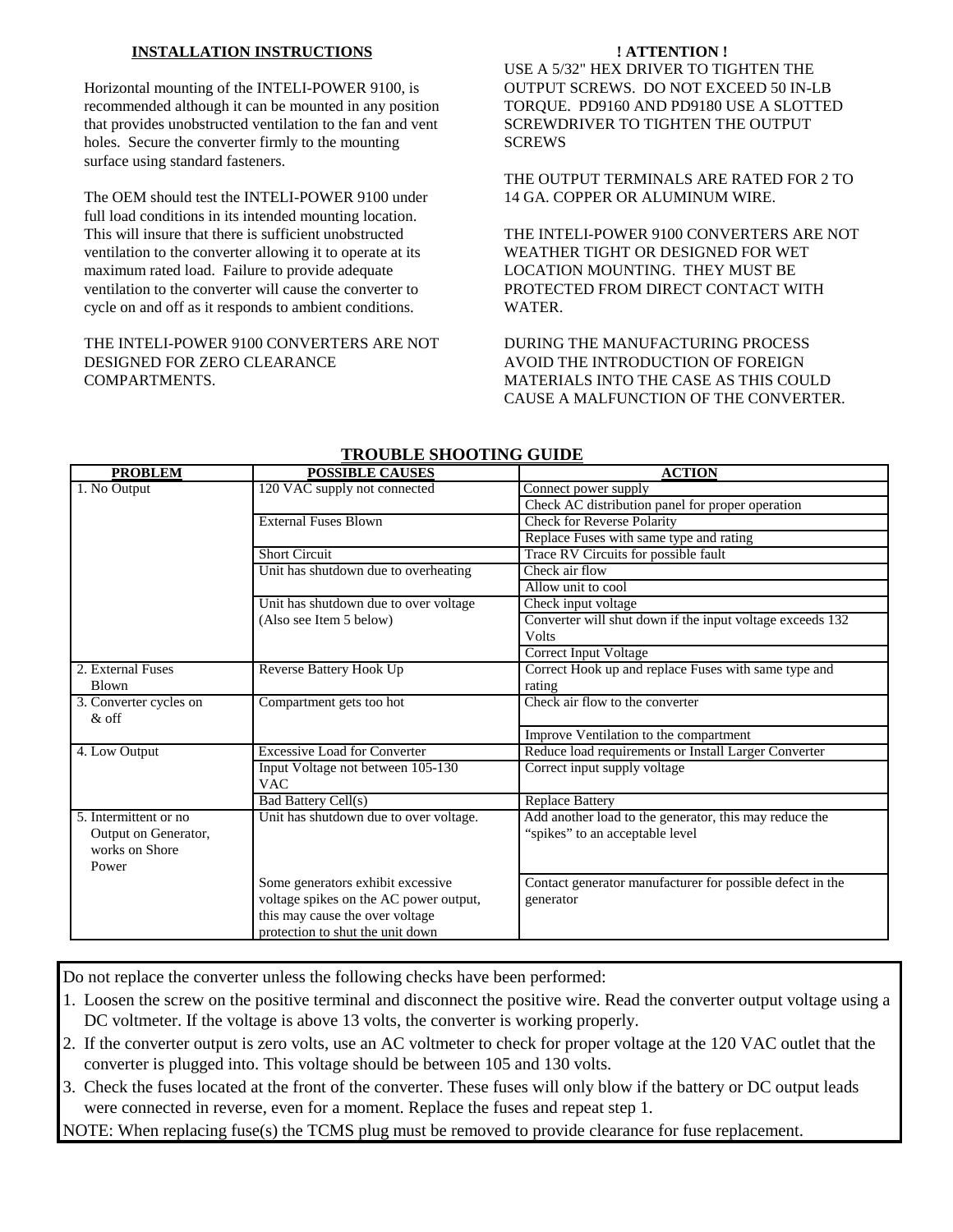**INSTALLATION INSTRUCTIONS**

Horizontal mounting of the INTELI-POWER 9100, is recommended although it can be mounted in any position that provides unobstructed ventilation to the fan and vent holes. Secure the converter firmly to the mounting surface using standard fasteners.

The OEM should test the INTELI-POWER 9100 under full load conditions in its intended mounting location. This will insure that there is sufficient unobstructed ventilation to the converter allowing it to operate at its maximum rated load. Failure to provide adequate ventilation to the converter will cause the converter to cycle on and off as it responds to ambient conditions.

THE INTELI-POWER 9100 CONVERTERS ARE NOT DESIGNED FOR ZERO CLEARANCE COMPARTMENTS.

**! ATTENTION !**

USE A 5/32" HEX DRIVER TO TIGHTEN THE OUTPUT SCREWS. DO NOT EXCEED 50 IN-LB TORQUE. PD9160 AND PD9180 USE A SLOTTED SCREWDRIVER TO TIGHTEN THE OUTPUT SCREWS

THE OUTPUT TERMINALS ARE RATED FOR 2 TO 14 GA. COPPER OR ALUMINUM WIRE.

THE INTELI-POWER 9100 CONVERTERS ARE NOT WEATHER TIGHT OR DESIGNED FOR WET LOCATION MOUNTING. THEY MUST BE PROTECTED FROM DIRECT CONTACT WITH WATER.

DURING THE MANUFACTURING PROCESS AVOID THE INTRODUCTION OF FOREIGN MATERIALS INTO THE CASE AS THIS COULD CAUSE A MALFUNCTION OF THE CONVERTER.

**TROUBLE SHOOTING GUIDE**

| PROBLEM | POSSIBLE CAUSES | ACTION |
|---|---|---|
| 1. No Output | 120 VAC supply not connected | Connect power supply |
| | | Check AC distribution panel for proper operation |
| | External Fuses Blown | Check for Reverse Polarity |
| | | Replace Fuses with same type and rating |
| | Short Circuit | Trace RV Circuits for possible fault |
| | Unit has shutdown due to overheating | Check air flow |
| | | Allow unit to cool |
| | Unit has shutdown due to over voltage (Also see Item 5 below) | Check input voltage |
| | | Converter will shut down if the input voltage exceeds 132 Volts |
| | | Correct Input Voltage |
| 2. External Fuses Blown | Reverse Battery Hook Up | Correct Hook up and replace Fuses with same type and rating |
| 3. Converter cycles on & off | Compartment gets too hot | Check air flow to the converter |
| | | Improve Ventilation to the compartment |
| 4. Low Output | Excessive Load for Converter | Reduce load requirements or Install Larger Converter |
| | Input Voltage not between 105-130 VAC | Correct input supply voltage |
| | Bad Battery Cell(s) | Replace Battery |
| 5. Intermittent or no Output on Generator, works on Shore Power | Unit has shutdown due to over voltage. | Add another load to the generator, this may reduce the "spikes" to an acceptable level |
| | Some generators exhibit excessive voltage spikes on the AC power output, this may cause the over voltage protection to shut the unit down | Contact generator manufacturer for possible defect in the generator |

Do not replace the converter unless the following checks have been performed:

1. Loosen the screw on the positive terminal and disconnect the positive wire. Read the converter output voltage using a DC voltmeter. If the voltage is above 13 volts, the converter is working properly.
2. If the converter output is zero volts, use an AC voltmeter to check for proper voltage at the 120 VAC outlet that the converter is plugged into. This voltage should be between 105 and 130 volts.
3. Check the fuses located at the front of the converter. These fuses will only blow if the battery or DC output leads were connected in reverse, even for a moment. Replace the fuses and repeat step 1.

NOTE: When replacing fuse(s) the TCMS plug must be removed to provide clearance for fuse replacement.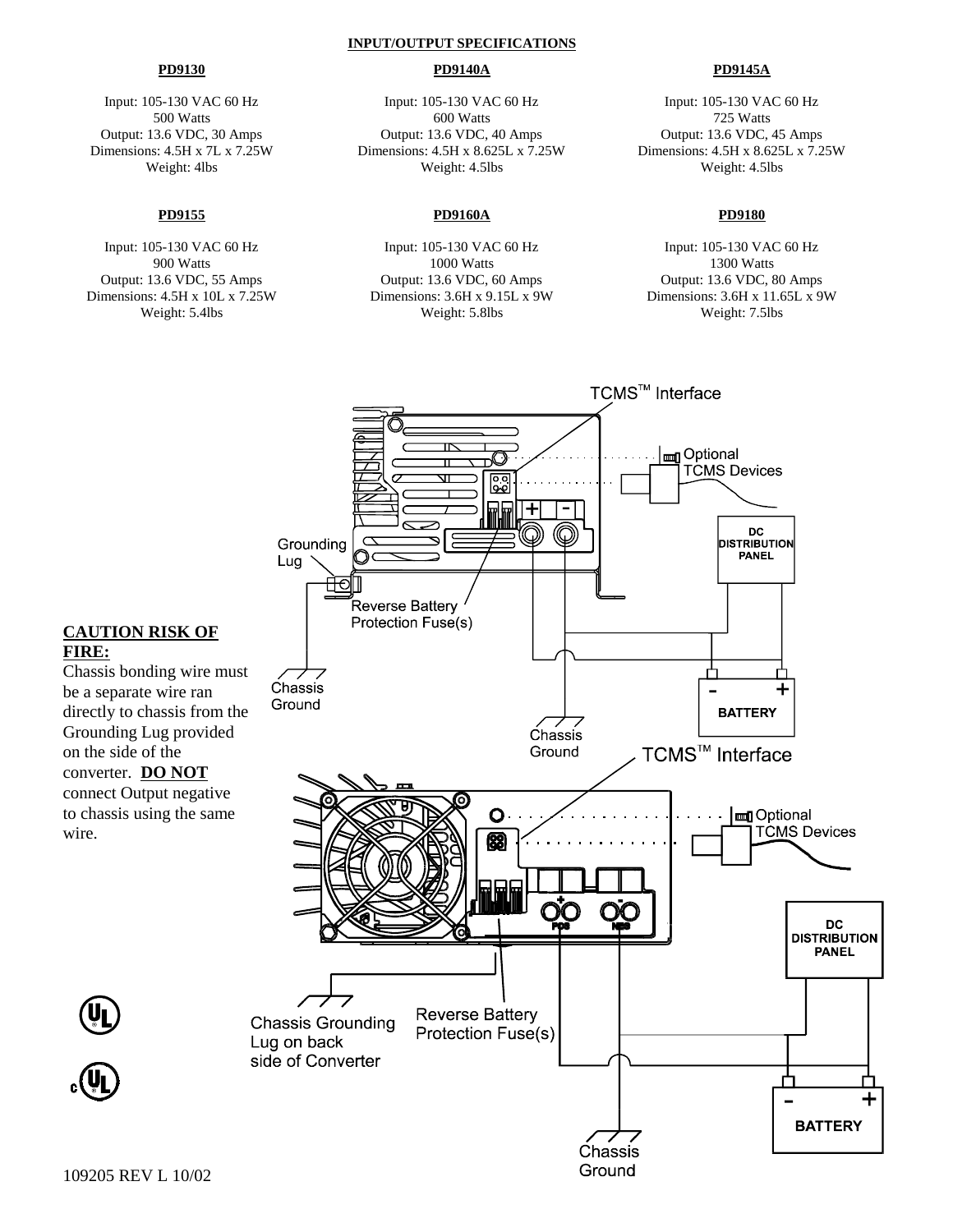## INPUT/OUTPUT SPECIFICATIONS

**PD9130**

Input: 105-130 VAC 60 Hz
500 Watts
Output: 13.6 VDC, 30 Amps
Dimensions: 4.5H x 7L x 7.25W
Weight: 4lbs

**PD9140A**

Input: 105-130 VAC 60 Hz
600 Watts
Output: 13.6 VDC, 40 Amps
Dimensions: 4.5H x 8.625L x 7.25W
Weight: 4.5lbs

**PD9145A**

Input: 105-130 VAC 60 Hz
725 Watts
Output: 13.6 VDC, 45 Amps
Dimensions: 4.5H x 8.625L x 7.25W
Weight: 4.5lbs

**PD9155**

Input: 105-130 VAC 60 Hz
900 Watts
Output: 13.6 VDC, 55 Amps
Dimensions: 4.5H x 10L x 7.25W
Weight: 5.4lbs

**PD9160A**

Input: 105-130 VAC 60 Hz
1000 Watts
Output: 13.6 VDC, 60 Amps
Dimensions: 3.6H x 9.15L x 9W
Weight: 5.8lbs

**PD9180**

Input: 105-130 VAC 60 Hz
1300 Watts
Output: 13.6 VDC, 80 Amps
Dimensions: 3.6H x 11.65L x 9W
Weight: 7.5lbs

TCMS™ Interface
Optional TCMS Devices
DC DISTRIBUTION PANEL
Grounding Lug
Reverse Battery Protection Fuse(s)
Chassis Ground
BATTERY

**CAUTION RISK OF FIRE:**
Chassis bonding wire must be a separate wire ran directly to chassis from the Grounding Lug provided on the side of the converter. **DO NOT** connect Output negative to chassis using the same wire.

TCMS™ Interface
Optional TCMS Devices
DC DISTRIBUTION PANEL
Chassis Grounding Lug on back side of Converter
Reverse Battery Protection Fuse(s)
Chassis Ground
BATTERY

109205 REV L 10/02